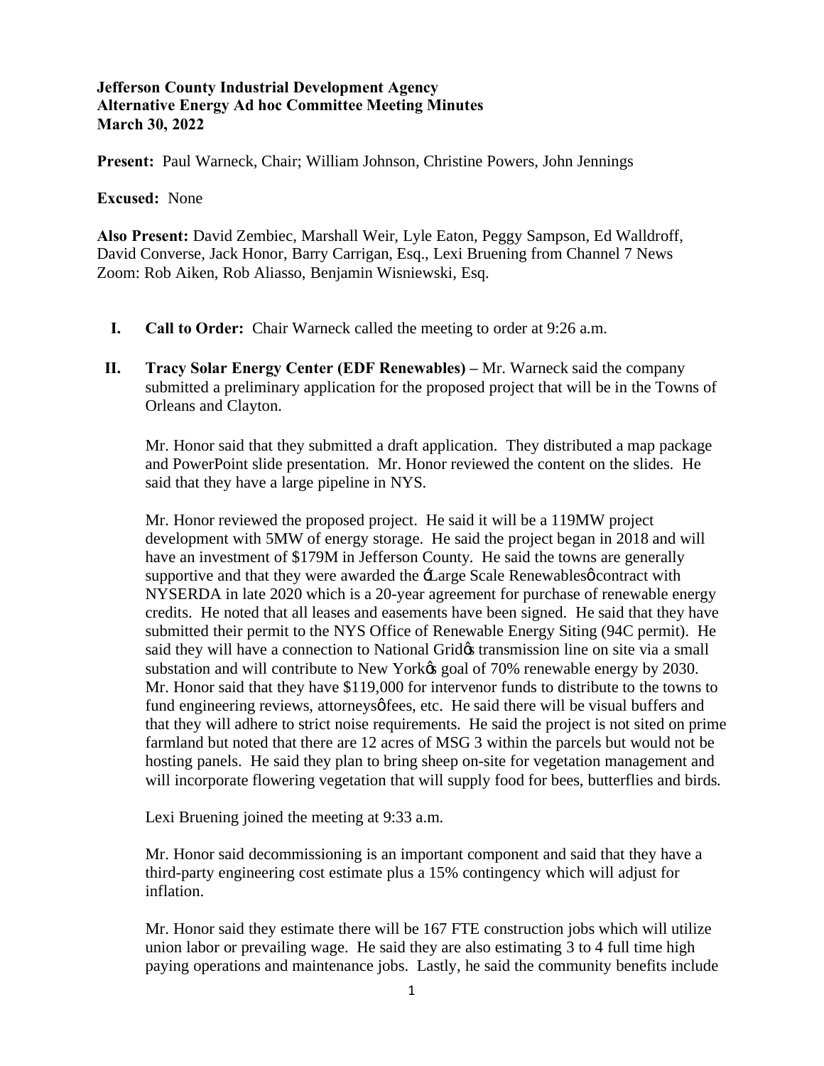**Jefferson County Industrial Development Agency**
**Alternative Energy Ad hoc Committee Meeting Minutes**
**March 30, 2022**

**Present:** Paul Warneck, Chair; William Johnson, Christine Powers, John Jennings

**Excused:** None

**Also Present:** David Zembiec, Marshall Weir, Lyle Eaton, Peggy Sampson, Ed Walldroff, David Converse, Jack Honor, Barry Carrigan, Esq., Lexi Bruening from Channel 7 News
Zoom: Rob Aiken, Rob Aliasso, Benjamin Wisniewski, Esq.

**I. Call to Order:** Chair Warneck called the meeting to order at 9:26 a.m.

**II. Tracy Solar Energy Center (EDF Renewables) –** Mr. Warneck said the company submitted a preliminary application for the proposed project that will be in the Towns of Orleans and Clayton.

Mr. Honor said that they submitted a draft application. They distributed a map package and PowerPoint slide presentation. Mr. Honor reviewed the content on the slides. He said that they have a large pipeline in NYS.

Mr. Honor reviewed the proposed project. He said it will be a 119MW project development with 5MW of energy storage. He said the project began in 2018 and will have an investment of $179M in Jefferson County. He said the towns are generally supportive and that they were awarded the 'Large Scale Renewables' contract with NYSERDA in late 2020 which is a 20-year agreement for purchase of renewable energy credits. He noted that all leases and easements have been signed. He said that they have submitted their permit to the NYS Office of Renewable Energy Siting (94C permit). He said they will have a connection to National Grid's transmission line on site via a small substation and will contribute to New York's goal of 70% renewable energy by 2030. Mr. Honor said that they have $119,000 for intervenor funds to distribute to the towns to fund engineering reviews, attorneys' fees, etc. He said there will be visual buffers and that they will adhere to strict noise requirements. He said the project is not sited on prime farmland but noted that there are 12 acres of MSG 3 within the parcels but would not be hosting panels. He said they plan to bring sheep on-site for vegetation management and will incorporate flowering vegetation that will supply food for bees, butterflies and birds.

Lexi Bruening joined the meeting at 9:33 a.m.

Mr. Honor said decommissioning is an important component and said that they have a third-party engineering cost estimate plus a 15% contingency which will adjust for inflation.

Mr. Honor said they estimate there will be 167 FTE construction jobs which will utilize union labor or prevailing wage. He said they are also estimating 3 to 4 full time high paying operations and maintenance jobs. Lastly, he said the community benefits include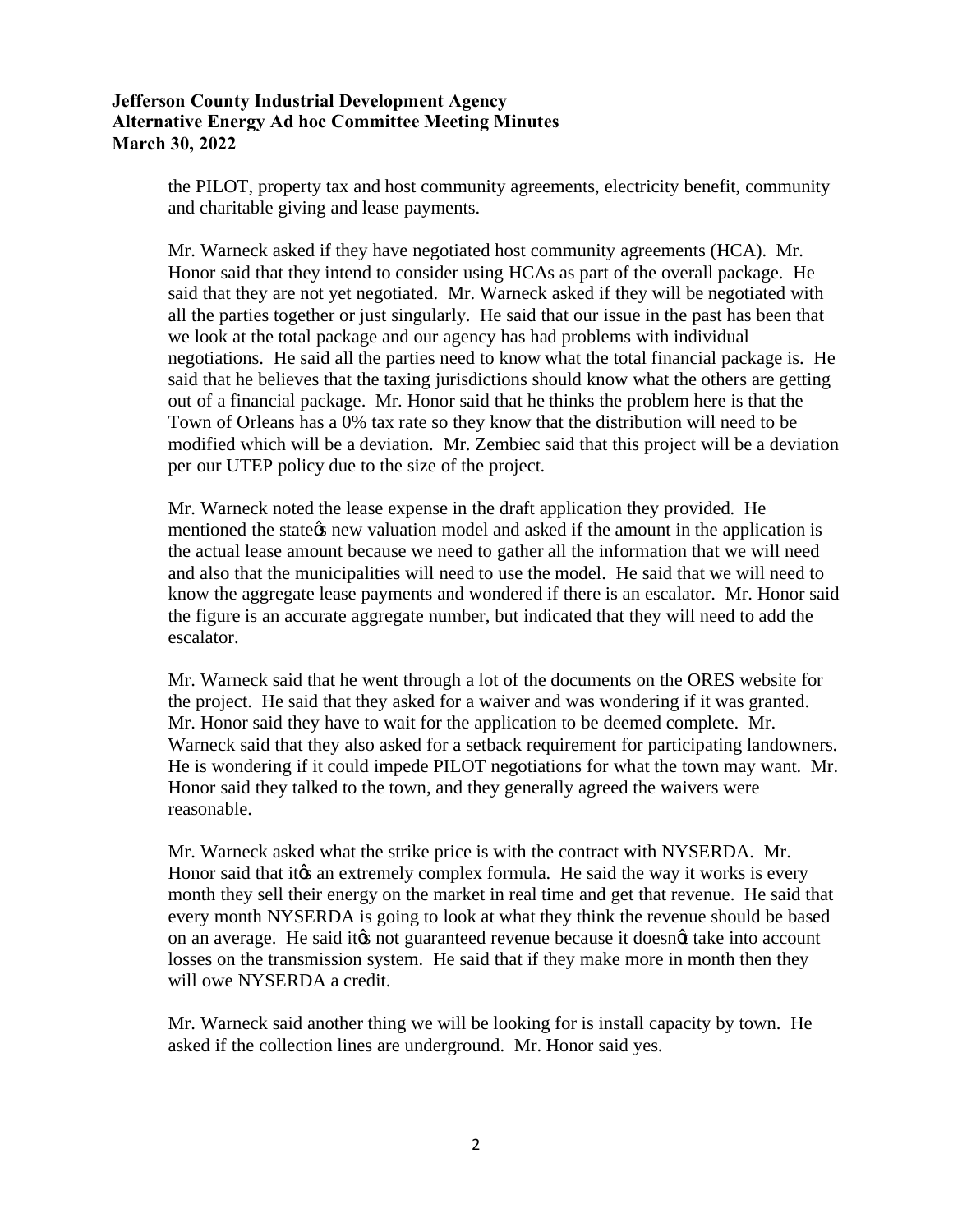the PILOT, property tax and host community agreements, electricity benefit, community and charitable giving and lease payments.

Mr. Warneck asked if they have negotiated host community agreements (HCA). Mr. Honor said that they intend to consider using HCAs as part of the overall package. He said that they are not yet negotiated. Mr. Warneck asked if they will be negotiated with all the parties together or just singularly. He said that our issue in the past has been that we look at the total package and our agency has had problems with individual negotiations. He said all the parties need to know what the total financial package is. He said that he believes that the taxing jurisdictions should know what the others are getting out of a financial package. Mr. Honor said that he thinks the problem here is that the Town of Orleans has a 0% tax rate so they know that the distribution will need to be modified which will be a deviation. Mr. Zembiec said that this project will be a deviation per our UTEP policy due to the size of the project.

Mr. Warneck noted the lease expense in the draft application they provided. He mentioned the state's new valuation model and asked if the amount in the application is the actual lease amount because we need to gather all the information that we will need and also that the municipalities will need to use the model. He said that we will need to know the aggregate lease payments and wondered if there is an escalator. Mr. Honor said the figure is an accurate aggregate number, but indicated that they will need to add the escalator.

Mr. Warneck said that he went through a lot of the documents on the ORES website for the project. He said that they asked for a waiver and was wondering if it was granted. Mr. Honor said they have to wait for the application to be deemed complete. Mr. Warneck said that they also asked for a setback requirement for participating landowners. He is wondering if it could impede PILOT negotiations for what the town may want. Mr. Honor said they talked to the town, and they generally agreed the waivers were reasonable.

Mr. Warneck asked what the strike price is with the contract with NYSERDA. Mr. Honor said that it's an extremely complex formula. He said the way it works is every month they sell their energy on the market in real time and get that revenue. He said that every month NYSERDA is going to look at what they think the revenue should be based on an average. He said it's not guaranteed revenue because it doesn't take into account losses on the transmission system. He said that if they make more in month then they will owe NYSERDA a credit.

Mr. Warneck said another thing we will be looking for is install capacity by town. He asked if the collection lines are underground. Mr. Honor said yes.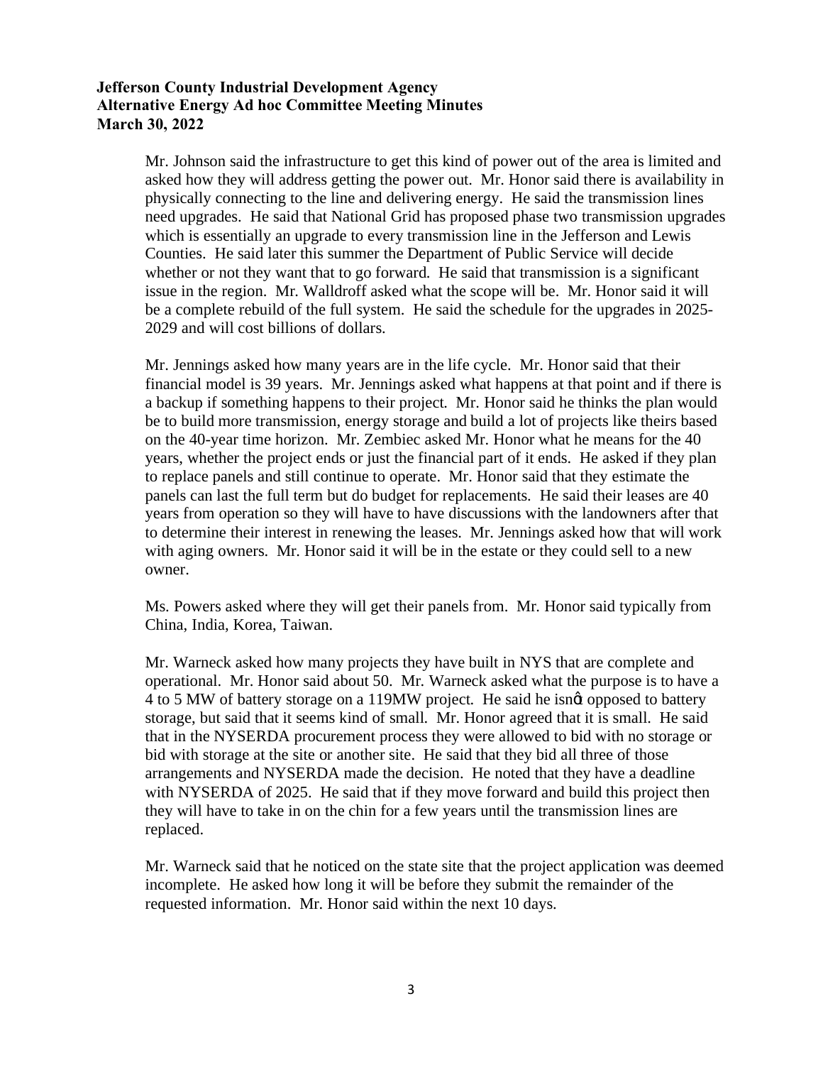**Jefferson County Industrial Development Agency**
**Alternative Energy Ad hoc Committee Meeting Minutes**
**March 30, 2022**

Mr. Johnson said the infrastructure to get this kind of power out of the area is limited and asked how they will address getting the power out. Mr. Honor said there is availability in physically connecting to the line and delivering energy. He said the transmission lines need upgrades. He said that National Grid has proposed phase two transmission upgrades which is essentially an upgrade to every transmission line in the Jefferson and Lewis Counties. He said later this summer the Department of Public Service will decide whether or not they want that to go forward. He said that transmission is a significant issue in the region. Mr. Walldroff asked what the scope will be. Mr. Honor said it will be a complete rebuild of the full system. He said the schedule for the upgrades in 2025-2029 and will cost billions of dollars.

Mr. Jennings asked how many years are in the life cycle. Mr. Honor said that their financial model is 39 years. Mr. Jennings asked what happens at that point and if there is a backup if something happens to their project. Mr. Honor said he thinks the plan would be to build more transmission, energy storage and build a lot of projects like theirs based on the 40-year time horizon. Mr. Zembiec asked Mr. Honor what he means for the 40 years, whether the project ends or just the financial part of it ends. He asked if they plan to replace panels and still continue to operate. Mr. Honor said that they estimate the panels can last the full term but do budget for replacements. He said their leases are 40 years from operation so they will have to have discussions with the landowners after that to determine their interest in renewing the leases. Mr. Jennings asked how that will work with aging owners. Mr. Honor said it will be in the estate or they could sell to a new owner.

Ms. Powers asked where they will get their panels from. Mr. Honor said typically from China, India, Korea, Taiwan.

Mr. Warneck asked how many projects they have built in NYS that are complete and operational. Mr. Honor said about 50. Mr. Warneck asked what the purpose is to have a 4 to 5 MW of battery storage on a 119MW project. He said he isn't opposed to battery storage, but said that it seems kind of small. Mr. Honor agreed that it is small. He said that in the NYSERDA procurement process they were allowed to bid with no storage or bid with storage at the site or another site. He said that they bid all three of those arrangements and NYSERDA made the decision. He noted that they have a deadline with NYSERDA of 2025. He said that if they move forward and build this project then they will have to take in on the chin for a few years until the transmission lines are replaced.

Mr. Warneck said that he noticed on the state site that the project application was deemed incomplete. He asked how long it will be before they submit the remainder of the requested information. Mr. Honor said within the next 10 days.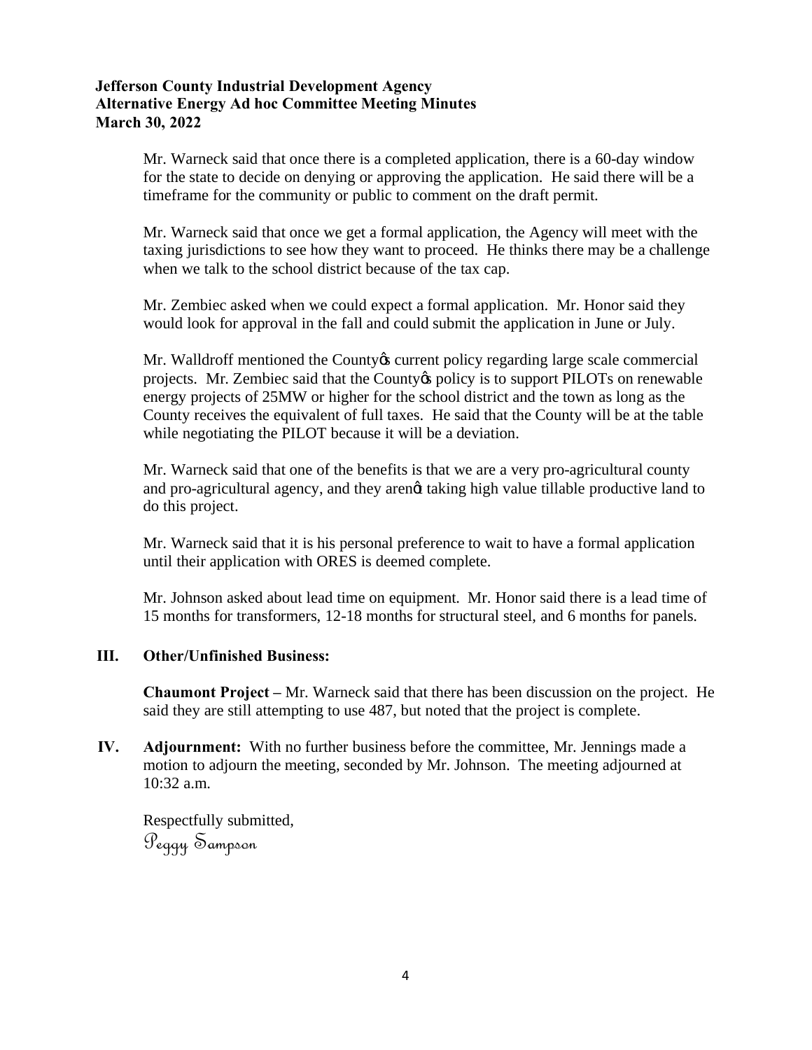**Jefferson County Industrial Development Agency**
**Alternative Energy Ad hoc Committee Meeting Minutes**
**March 30, 2022**

Mr. Warneck said that once there is a completed application, there is a 60-day window for the state to decide on denying or approving the application. He said there will be a timeframe for the community or public to comment on the draft permit.

Mr. Warneck said that once we get a formal application, the Agency will meet with the taxing jurisdictions to see how they want to proceed. He thinks there may be a challenge when we talk to the school district because of the tax cap.

Mr. Zembiec asked when we could expect a formal application. Mr. Honor said they would look for approval in the fall and could submit the application in June or July.

Mr. Walldroff mentioned the County's current policy regarding large scale commercial projects. Mr. Zembiec said that the County's policy is to support PILOTs on renewable energy projects of 25MW or higher for the school district and the town as long as the County receives the equivalent of full taxes. He said that the County will be at the table while negotiating the PILOT because it will be a deviation.

Mr. Warneck said that one of the benefits is that we are a very pro-agricultural county and pro-agricultural agency, and they aren't taking high value tillable productive land to do this project.

Mr. Warneck said that it is his personal preference to wait to have a formal application until their application with ORES is deemed complete.

Mr. Johnson asked about lead time on equipment. Mr. Honor said there is a lead time of 15 months for transformers, 12-18 months for structural steel, and 6 months for panels.

## III. Other/Unfinished Business:

**Chaumont Project –** Mr. Warneck said that there has been discussion on the project. He said they are still attempting to use 487, but noted that the project is complete.

## IV. Adjournment:

With no further business before the committee, Mr. Jennings made a motion to adjourn the meeting, seconded by Mr. Johnson. The meeting adjourned at 10:32 a.m.

Respectfully submitted,
Peggy Sampson